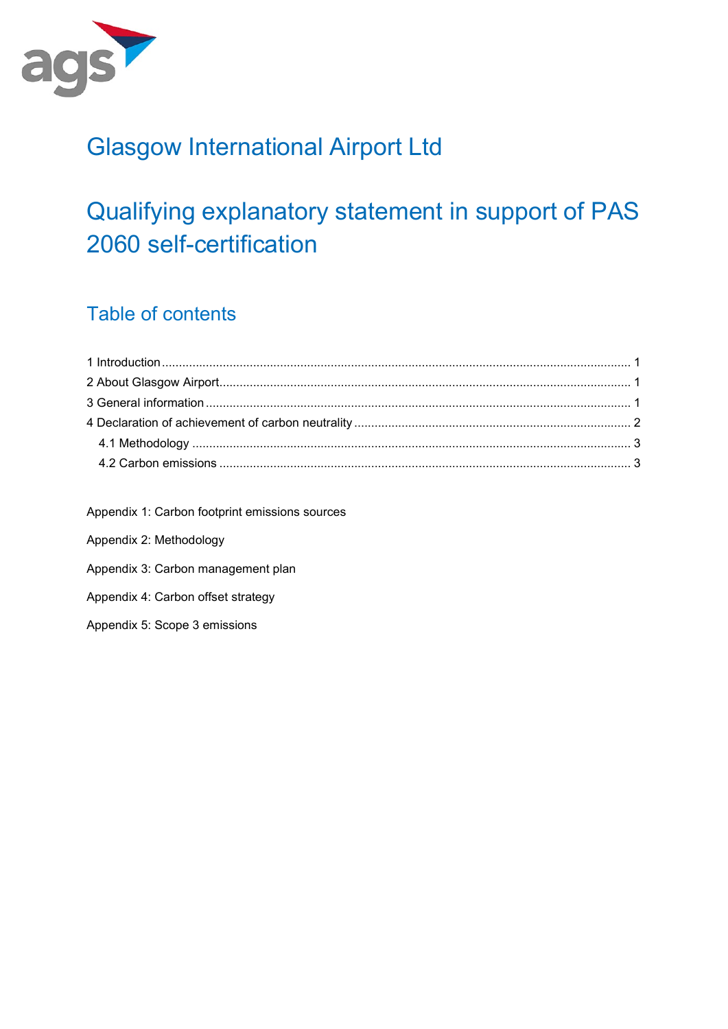# Glasgow International Airport Ltd

# Qualifying explanatory statement in support of PAS 2060 self-certification

## Table of contents

1 Introduction ........................................................................ 1
2 About Glasgow Airport ........................................................................ 1
3 General information ........................................................................ 1
4 Declaration of achievement of carbon neutrality ........................................................................ 2
  4.1 Methodology ........................................................................ 3
  4.2 Carbon emissions ........................................................................ 3

Appendix 1: Carbon footprint emissions sources

Appendix 2: Methodology

Appendix 3: Carbon management plan

Appendix 4: Carbon offset strategy

Appendix 5: Scope 3 emissions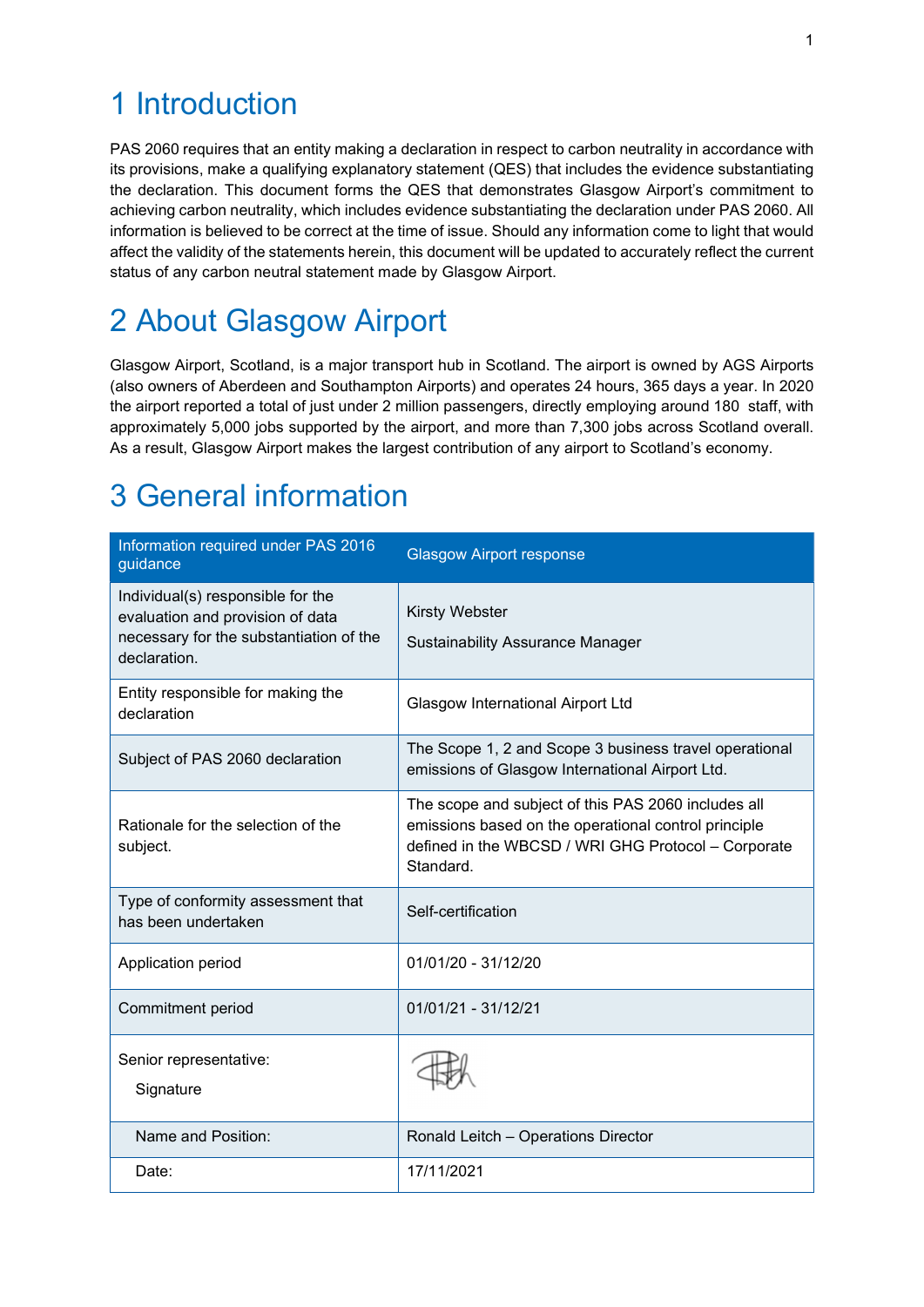# 1 Introduction

PAS 2060 requires that an entity making a declaration in respect to carbon neutrality in accordance with its provisions, make a qualifying explanatory statement (QES) that includes the evidence substantiating the declaration. This document forms the QES that demonstrates Glasgow Airport's commitment to achieving carbon neutrality, which includes evidence substantiating the declaration under PAS 2060. All information is believed to be correct at the time of issue. Should any information come to light that would affect the validity of the statements herein, this document will be updated to accurately reflect the current status of any carbon neutral statement made by Glasgow Airport.

# 2 About Glasgow Airport

Glasgow Airport, Scotland, is a major transport hub in Scotland. The airport is owned by AGS Airports (also owners of Aberdeen and Southampton Airports) and operates 24 hours, 365 days a year. In 2020 the airport reported a total of just under 2 million passengers, directly employing around 180 staff, with approximately 5,000 jobs supported by the airport, and more than 7,300 jobs across Scotland overall. As a result, Glasgow Airport makes the largest contribution of any airport to Scotland's economy.

# 3 General information

| Information required under PAS 2016 guidance | Glasgow Airport response |
|---|---|
| Individual(s) responsible for the evaluation and provision of data necessary for the substantiation of the declaration. | Kirsty Webster<br>Sustainability Assurance Manager |
| Entity responsible for making the declaration | Glasgow International Airport Ltd |
| Subject of PAS 2060 declaration | The Scope 1, 2 and Scope 3 business travel operational emissions of Glasgow International Airport Ltd. |
| Rationale for the selection of the subject. | The scope and subject of this PAS 2060 includes all emissions based on the operational control principle defined in the WBCSD / WRI GHG Protocol – Corporate Standard. |
| Type of conformity assessment that has been undertaken | Self-certification |
| Application period | 01/01/20 - 31/12/20 |
| Commitment period | 01/01/21 - 31/12/21 |
| Senior representative:<br>Signature | |
| Name and Position: | Ronald Leitch – Operations Director |
| Date: | 17/11/2021 |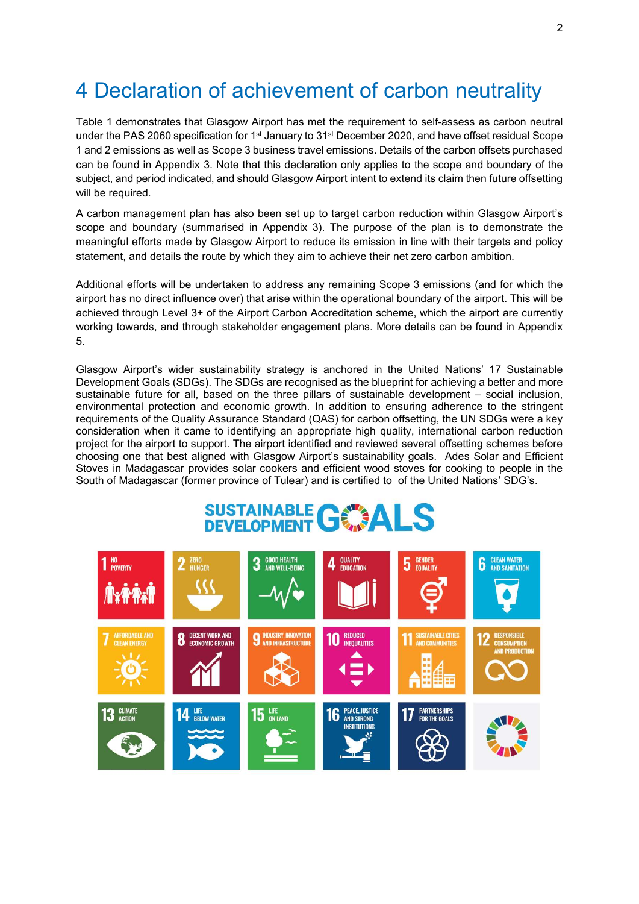# 4 Declaration of achievement of carbon neutrality

Table 1 demonstrates that Glasgow Airport has met the requirement to self-assess as carbon neutral under the PAS 2060 specification for 1st January to 31st December 2020, and have offset residual Scope 1 and 2 emissions as well as Scope 3 business travel emissions. Details of the carbon offsets purchased can be found in Appendix 3. Note that this declaration only applies to the scope and boundary of the subject, and period indicated, and should Glasgow Airport intent to extend its claim then future offsetting will be required.

A carbon management plan has also been set up to target carbon reduction within Glasgow Airport's scope and boundary (summarised in Appendix 3). The purpose of the plan is to demonstrate the meaningful efforts made by Glasgow Airport to reduce its emission in line with their targets and policy statement, and details the route by which they aim to achieve their net zero carbon ambition.

Additional efforts will be undertaken to address any remaining Scope 3 emissions (and for which the airport has no direct influence over) that arise within the operational boundary of the airport. This will be achieved through Level 3+ of the Airport Carbon Accreditation scheme, which the airport are currently working towards, and through stakeholder engagement plans. More details can be found in Appendix 5.

Glasgow Airport's wider sustainability strategy is anchored in the United Nations' 17 Sustainable Development Goals (SDGs). The SDGs are recognised as the blueprint for achieving a better and more sustainable future for all, based on the three pillars of sustainable development – social inclusion, environmental protection and economic growth. In addition to ensuring adherence to the stringent requirements of the Quality Assurance Standard (QAS) for carbon offsetting, the UN SDGs were a key consideration when it came to identifying an appropriate high quality, international carbon reduction project for the airport to support. The airport identified and reviewed several offsetting schemes before choosing one that best aligned with Glasgow Airport's sustainability goals. Ades Solar and Efficient Stoves in Madagascar provides solar cookers and efficient wood stoves for cooking to people in the South of Madagascar (former province of Tulear) and is certified to of the United Nations' SDG's.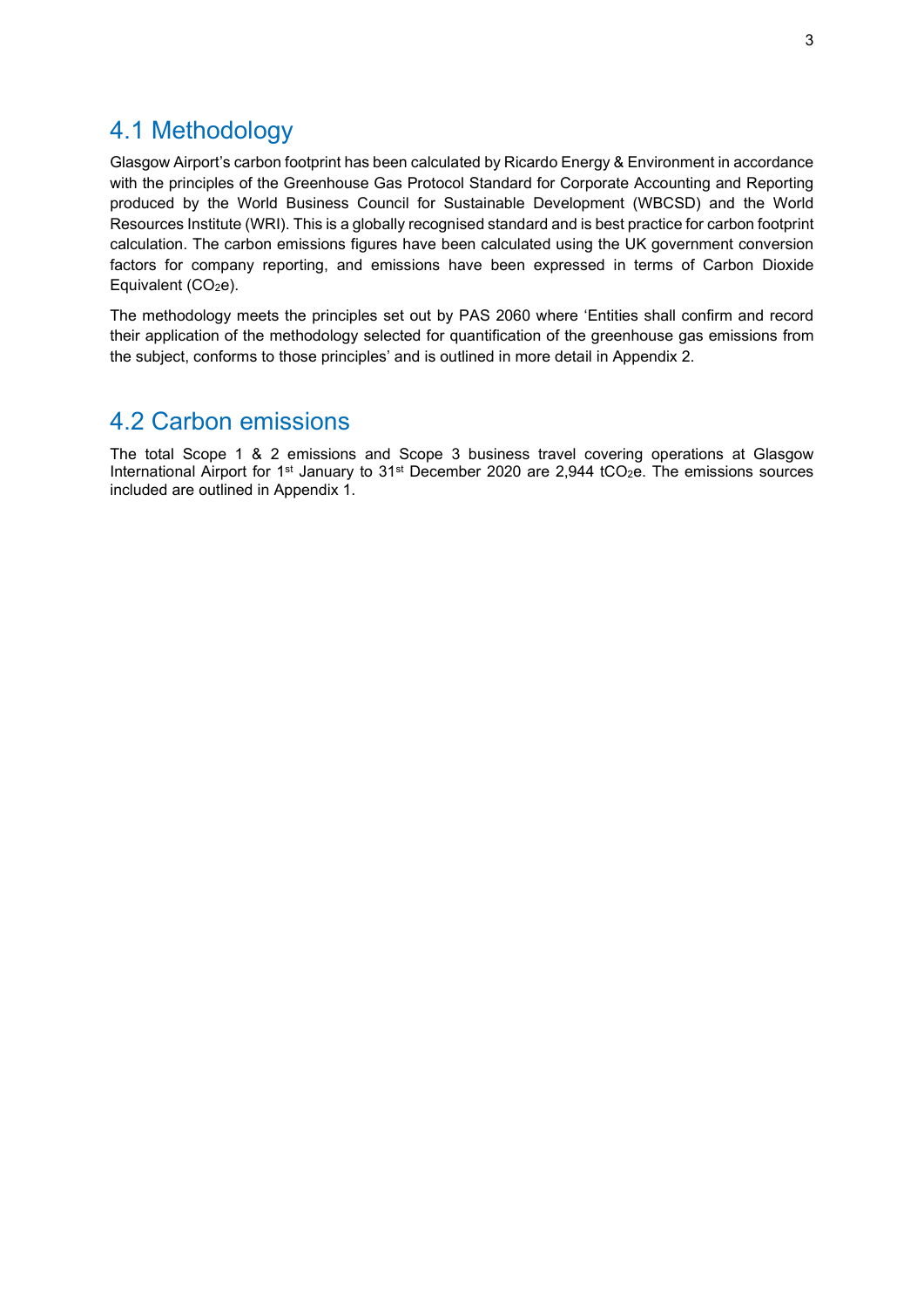## 4.1 Methodology

Glasgow Airport's carbon footprint has been calculated by Ricardo Energy & Environment in accordance with the principles of the Greenhouse Gas Protocol Standard for Corporate Accounting and Reporting produced by the World Business Council for Sustainable Development (WBCSD) and the World Resources Institute (WRI). This is a globally recognised standard and is best practice for carbon footprint calculation. The carbon emissions figures have been calculated using the UK government conversion factors for company reporting, and emissions have been expressed in terms of Carbon Dioxide Equivalent ($CO_2e$).

The methodology meets the principles set out by PAS 2060 where 'Entities shall confirm and record their application of the methodology selected for quantification of the greenhouse gas emissions from the subject, conforms to those principles' and is outlined in more detail in Appendix 2.

## 4.2 Carbon emissions

The total Scope 1 & 2 emissions and Scope 3 business travel covering operations at Glasgow International Airport for 1st January to 31st December 2020 are 2,944 $tCO_2e$. The emissions sources included are outlined in Appendix 1.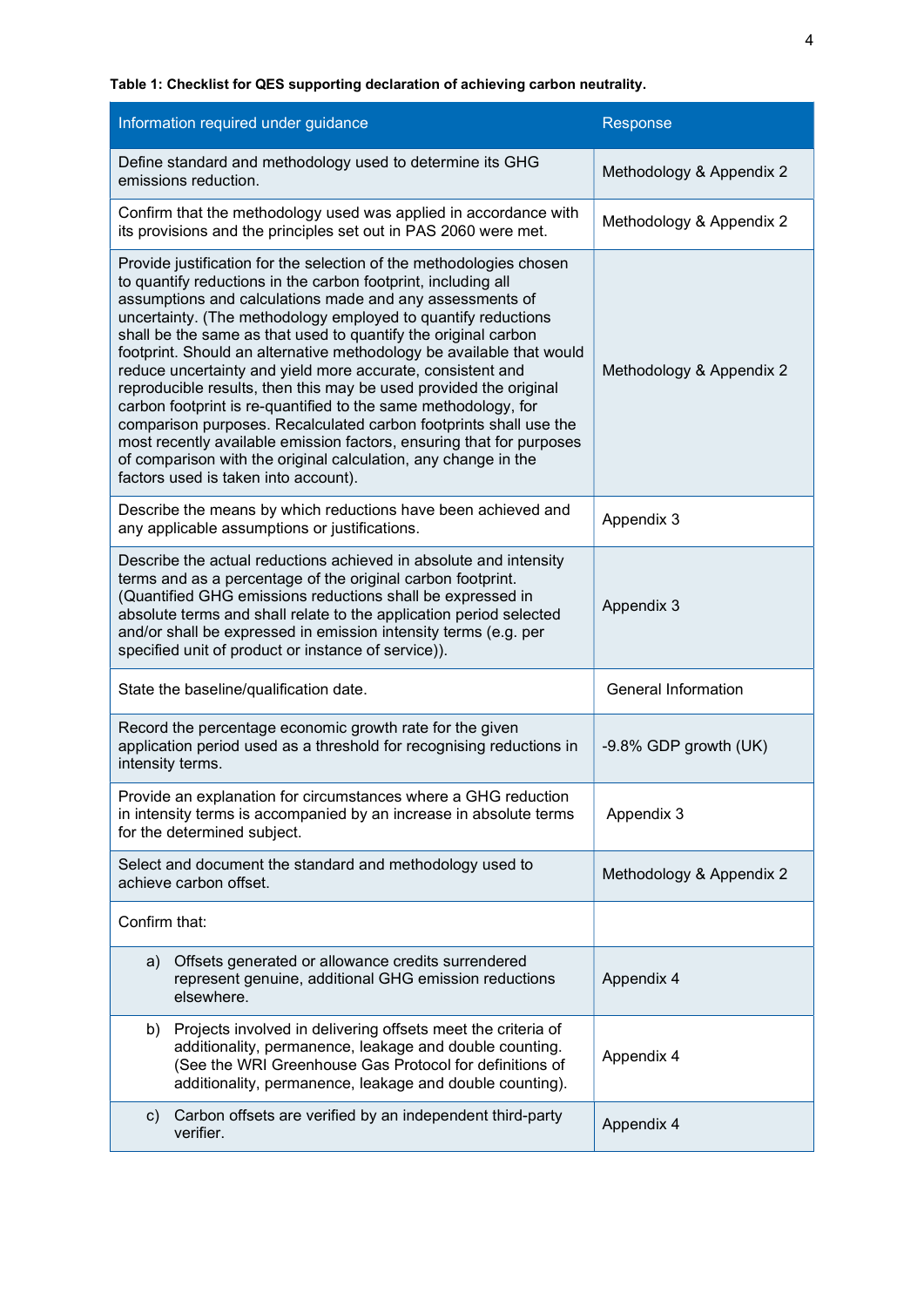**Table 1: Checklist for QES supporting declaration of achieving carbon neutrality.**

| Information required under guidance | Response |
|---|---|
| Define standard and methodology used to determine its GHG emissions reduction. | Methodology & Appendix 2 |
| Confirm that the methodology used was applied in accordance with its provisions and the principles set out in PAS 2060 were met. | Methodology & Appendix 2 |
| Provide justification for the selection of the methodologies chosen to quantify reductions in the carbon footprint, including all assumptions and calculations made and any assessments of uncertainty. (The methodology employed to quantify reductions shall be the same as that used to quantify the original carbon footprint. Should an alternative methodology be available that would reduce uncertainty and yield more accurate, consistent and reproducible results, then this may be used provided the original carbon footprint is re-quantified to the same methodology, for comparison purposes. Recalculated carbon footprints shall use the most recently available emission factors, ensuring that for purposes of comparison with the original calculation, any change in the factors used is taken into account). | Methodology & Appendix 2 |
| Describe the means by which reductions have been achieved and any applicable assumptions or justifications. | Appendix 3 |
| Describe the actual reductions achieved in absolute and intensity terms and as a percentage of the original carbon footprint. (Quantified GHG emissions reductions shall be expressed in absolute terms and shall relate to the application period selected and/or shall be expressed in emission intensity terms (e.g. per specified unit of product or instance of service)). | Appendix 3 |
| State the baseline/qualification date. | General Information |
| Record the percentage economic growth rate for the given application period used as a threshold for recognising reductions in intensity terms. | -9.8% GDP growth (UK) |
| Provide an explanation for circumstances where a GHG reduction in intensity terms is accompanied by an increase in absolute terms for the determined subject. | Appendix 3 |
| Select and document the standard and methodology used to achieve carbon offset. | Methodology & Appendix 2 |
| Confirm that: | |
| a) Offsets generated or allowance credits surrendered represent genuine, additional GHG emission reductions elsewhere. | Appendix 4 |
| b) Projects involved in delivering offsets meet the criteria of additionality, permanence, leakage and double counting. (See the WRI Greenhouse Gas Protocol for definitions of additionality, permanence, leakage and double counting). | Appendix 4 |
| c) Carbon offsets are verified by an independent third-party verifier. | Appendix 4 |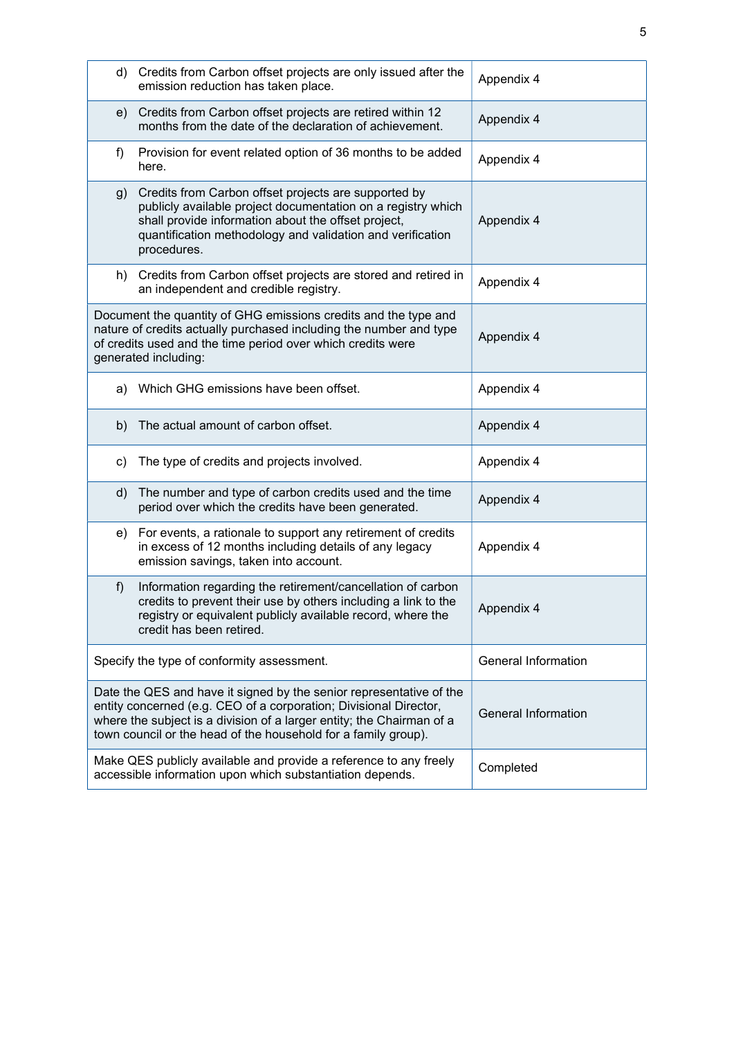| | |
|---|---|
| d) Credits from Carbon offset projects are only issued after the emission reduction has taken place. | Appendix 4 |
| e) Credits from Carbon offset projects are retired within 12 months from the date of the declaration of achievement. | Appendix 4 |
| f) Provision for event related option of 36 months to be added here. | Appendix 4 |
| g) Credits from Carbon offset projects are supported by publicly available project documentation on a registry which shall provide information about the offset project, quantification methodology and validation and verification procedures. | Appendix 4 |
| h) Credits from Carbon offset projects are stored and retired in an independent and credible registry. | Appendix 4 |
| Document the quantity of GHG emissions credits and the type and nature of credits actually purchased including the number and type of credits used and the time period over which credits were generated including: | Appendix 4 |
| a) Which GHG emissions have been offset. | Appendix 4 |
| b) The actual amount of carbon offset. | Appendix 4 |
| c) The type of credits and projects involved. | Appendix 4 |
| d) The number and type of carbon credits used and the time period over which the credits have been generated. | Appendix 4 |
| e) For events, a rationale to support any retirement of credits in excess of 12 months including details of any legacy emission savings, taken into account. | Appendix 4 |
| f) Information regarding the retirement/cancellation of carbon credits to prevent their use by others including a link to the registry or equivalent publicly available record, where the credit has been retired. | Appendix 4 |
| Specify the type of conformity assessment. | General Information |
| Date the QES and have it signed by the senior representative of the entity concerned (e.g. CEO of a corporation; Divisional Director, where the subject is a division of a larger entity; the Chairman of a town council or the head of the household for a family group). | General Information |
| Make QES publicly available and provide a reference to any freely accessible information upon which substantiation depends. | Completed |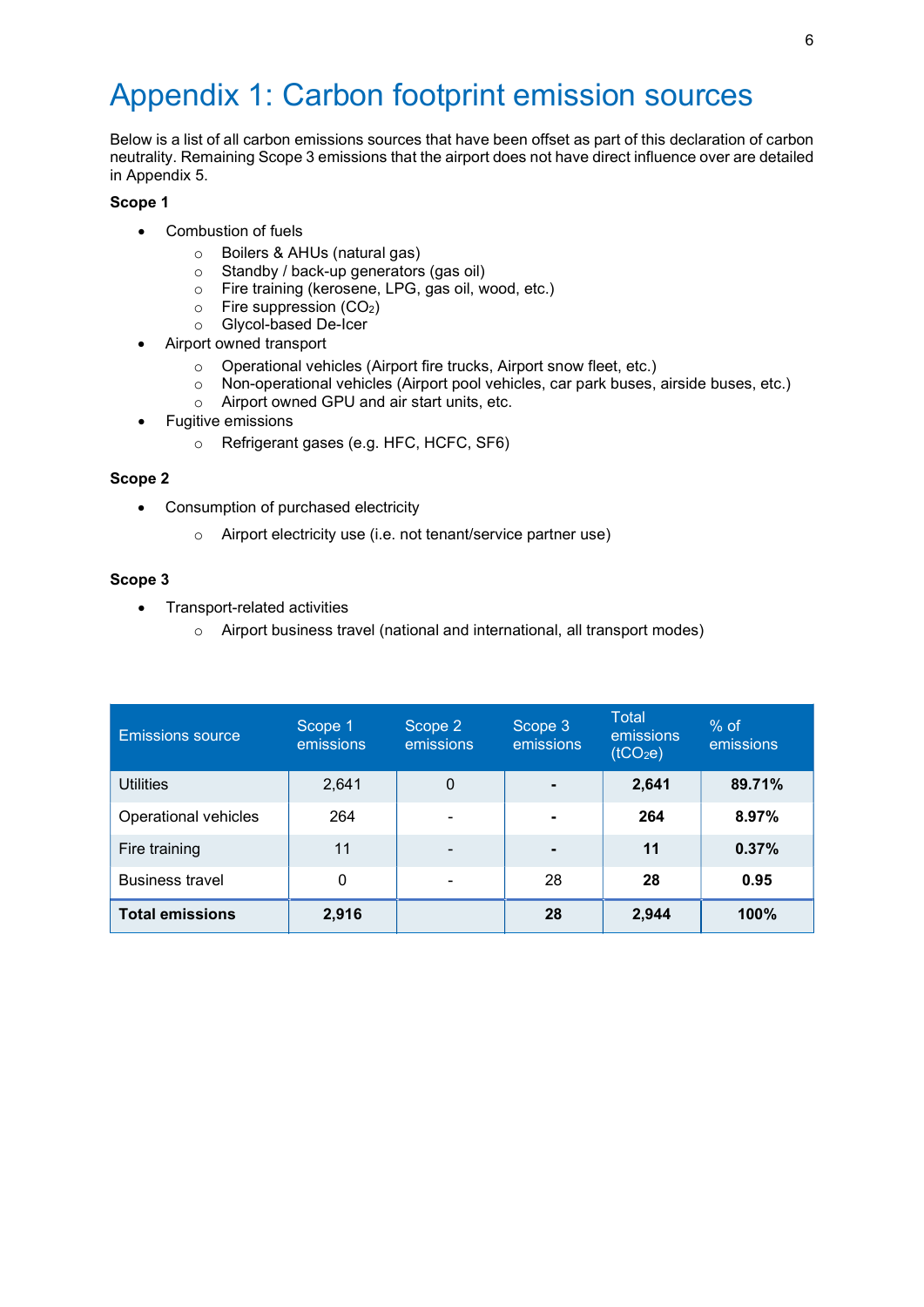# Appendix 1: Carbon footprint emission sources

Below is a list of all carbon emissions sources that have been offset as part of this declaration of carbon neutrality. Remaining Scope 3 emissions that the airport does not have direct influence over are detailed in Appendix 5.

**Scope 1**

- Combustion of fuels
  - Boilers & AHUs (natural gas)
  - Standby / back-up generators (gas oil)
  - Fire training (kerosene, LPG, gas oil, wood, etc.)
  - Fire suppression ($CO_2$)
  - Glycol-based De-Icer
- Airport owned transport
  - Operational vehicles (Airport fire trucks, Airport snow fleet, etc.)
  - Non-operational vehicles (Airport pool vehicles, car park buses, airside buses, etc.)
  - Airport owned GPU and air start units, etc.
- Fugitive emissions
  - Refrigerant gases (e.g. HFC, HCFC, SF6)

**Scope 2**

- Consumption of purchased electricity
  - Airport electricity use (i.e. not tenant/service partner use)

**Scope 3**

- Transport-related activities
  - Airport business travel (national and international, all transport modes)

| Emissions source | Scope 1 emissions | Scope 2 emissions | Scope 3 emissions | Total emissions ($tCO_2e$) | % of emissions |
|---|---|---|---|---|---|
| Utilities | 2,641 | 0 | **-** | **2,641** | **89.71%** |
| Operational vehicles | 264 | - | **-** | **264** | **8.97%** |
| Fire training | 11 | - | **-** | **11** | **0.37%** |
| Business travel | 0 | - | 28 | **28** | **0.95** |
| **Total emissions** | **2,916** | | **28** | **2,944** | **100%** |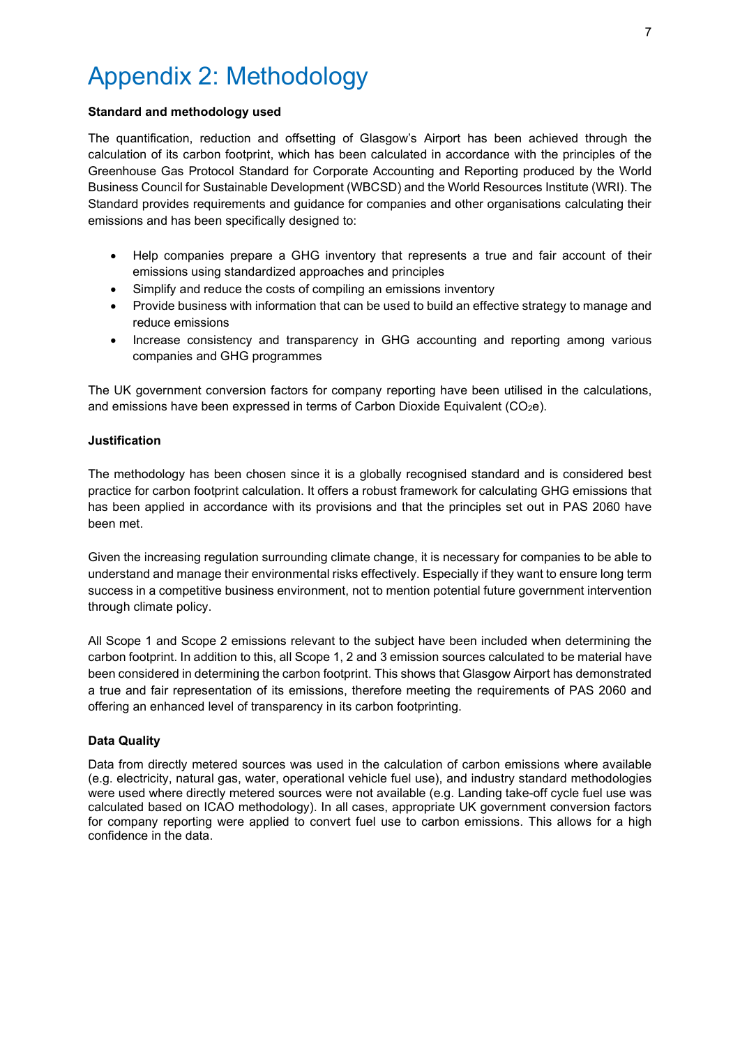# Appendix 2: Methodology

**Standard and methodology used**

The quantification, reduction and offsetting of Glasgow's Airport has been achieved through the calculation of its carbon footprint, which has been calculated in accordance with the principles of the Greenhouse Gas Protocol Standard for Corporate Accounting and Reporting produced by the World Business Council for Sustainable Development (WBCSD) and the World Resources Institute (WRI). The Standard provides requirements and guidance for companies and other organisations calculating their emissions and has been specifically designed to:

- Help companies prepare a GHG inventory that represents a true and fair account of their emissions using standardized approaches and principles
- Simplify and reduce the costs of compiling an emissions inventory
- Provide business with information that can be used to build an effective strategy to manage and reduce emissions
- Increase consistency and transparency in GHG accounting and reporting among various companies and GHG programmes

The UK government conversion factors for company reporting have been utilised in the calculations, and emissions have been expressed in terms of Carbon Dioxide Equivalent ($CO_2e$).

**Justification**

The methodology has been chosen since it is a globally recognised standard and is considered best practice for carbon footprint calculation. It offers a robust framework for calculating GHG emissions that has been applied in accordance with its provisions and that the principles set out in PAS 2060 have been met.

Given the increasing regulation surrounding climate change, it is necessary for companies to be able to understand and manage their environmental risks effectively. Especially if they want to ensure long term success in a competitive business environment, not to mention potential future government intervention through climate policy.

All Scope 1 and Scope 2 emissions relevant to the subject have been included when determining the carbon footprint. In addition to this, all Scope 1, 2 and 3 emission sources calculated to be material have been considered in determining the carbon footprint. This shows that Glasgow Airport has demonstrated a true and fair representation of its emissions, therefore meeting the requirements of PAS 2060 and offering an enhanced level of transparency in its carbon footprinting.

**Data Quality**

Data from directly metered sources was used in the calculation of carbon emissions where available (e.g. electricity, natural gas, water, operational vehicle fuel use), and industry standard methodologies were used where directly metered sources were not available (e.g. Landing take-off cycle fuel use was calculated based on ICAO methodology). In all cases, appropriate UK government conversion factors for company reporting were applied to convert fuel use to carbon emissions. This allows for a high confidence in the data.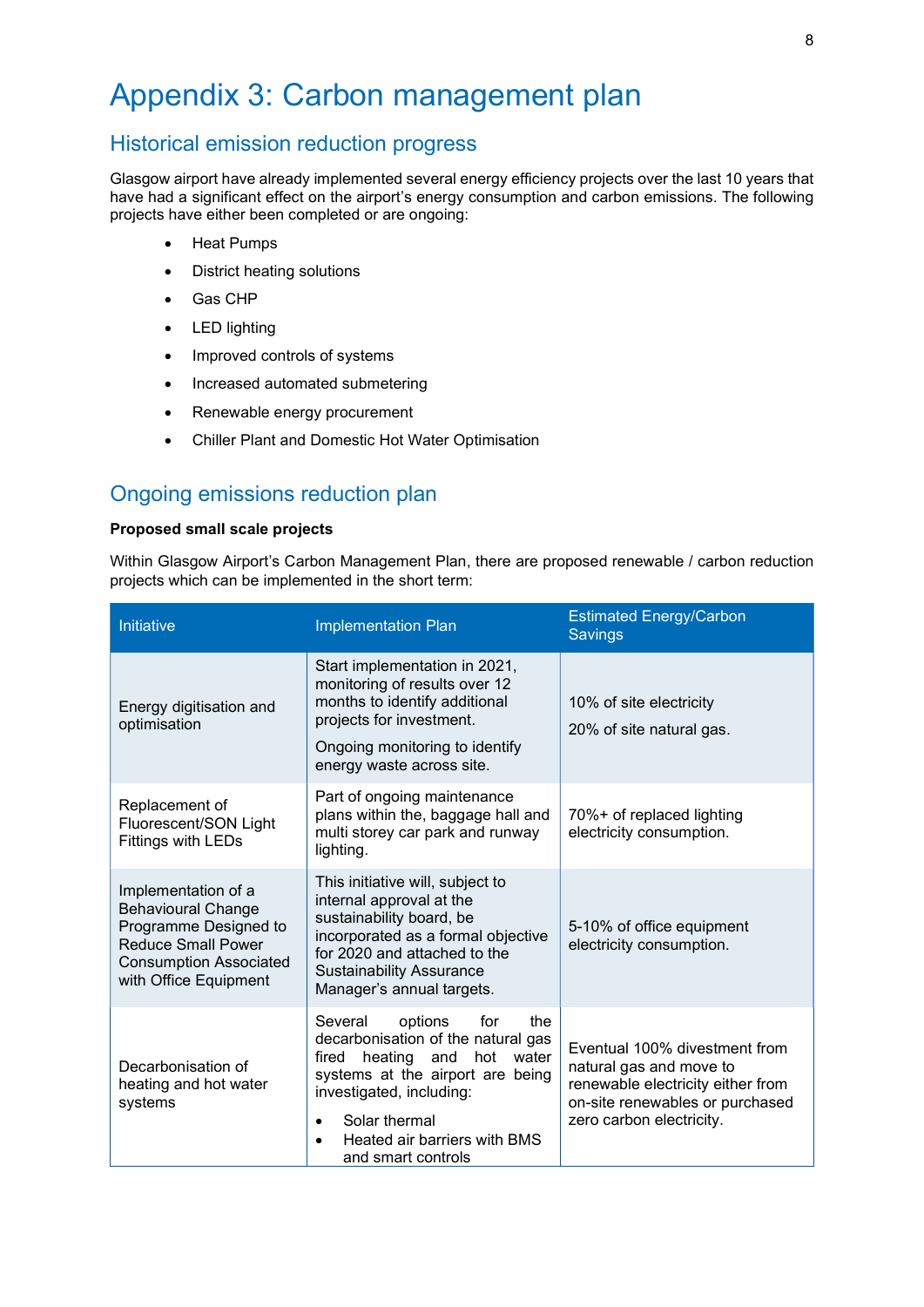# Appendix 3: Carbon management plan

## Historical emission reduction progress

Glasgow airport have already implemented several energy efficiency projects over the last 10 years that have had a significant effect on the airport's energy consumption and carbon emissions. The following projects have either been completed or are ongoing:

- Heat Pumps
- District heating solutions
- Gas CHP
- LED lighting
- Improved controls of systems
- Increased automated submetering
- Renewable energy procurement
- Chiller Plant and Domestic Hot Water Optimisation

## Ongoing emissions reduction plan

**Proposed small scale projects**

Within Glasgow Airport's Carbon Management Plan, there are proposed renewable / carbon reduction projects which can be implemented in the short term:

| Initiative | Implementation Plan | Estimated Energy/Carbon Savings |
|---|---|---|
| Energy digitisation and optimisation | Start implementation in 2021, monitoring of results over 12 months to identify additional projects for investment.<br><br>Ongoing monitoring to identify energy waste across site. | 10% of site electricity<br><br>20% of site natural gas. |
| Replacement of Fluorescent/SON Light Fittings with LEDs | Part of ongoing maintenance plans within the, baggage hall and multi storey car park and runway lighting. | 70%+ of replaced lighting electricity consumption. |
| Implementation of a Behavioural Change Programme Designed to Reduce Small Power Consumption Associated with Office Equipment | This initiative will, subject to internal approval at the sustainability board, be incorporated as a formal objective for 2020 and attached to the Sustainability Assurance Manager's annual targets. | 5-10% of office equipment electricity consumption. |
| Decarbonisation of heating and hot water systems | Several options for the decarbonisation of the natural gas fired heating and hot water systems at the airport are being investigated, including:<br>• Solar thermal<br>• Heated air barriers with BMS and smart controls | Eventual 100% divestment from natural gas and move to renewable electricity either from on-site renewables or purchased zero carbon electricity. |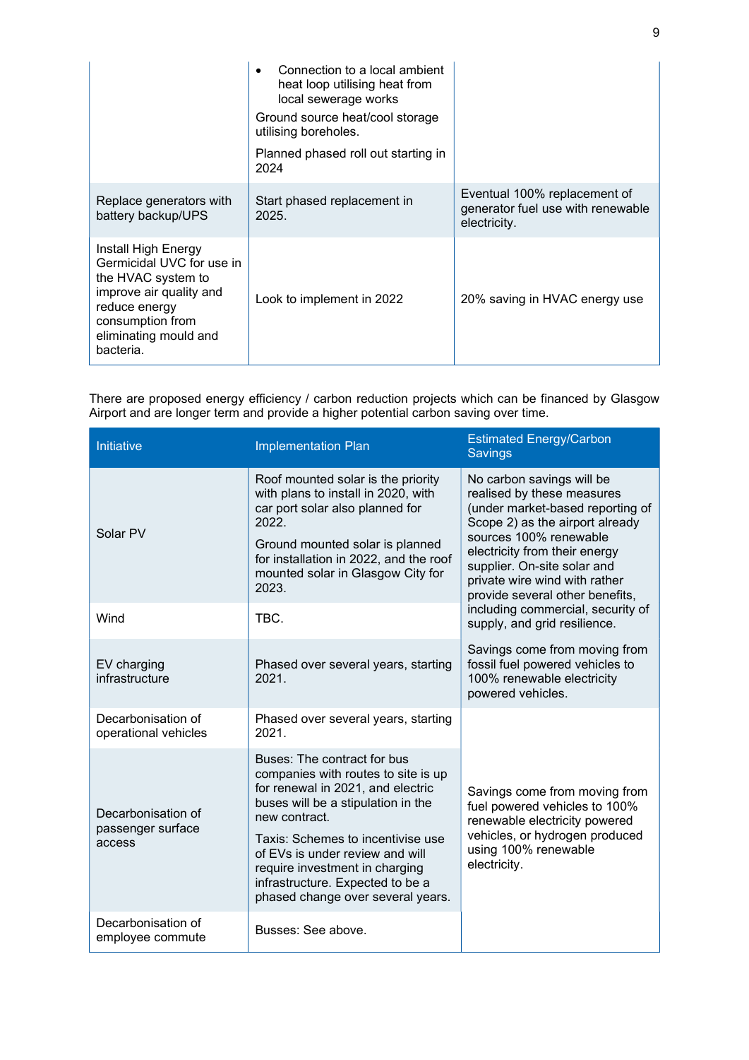| | | |
|---|---|---|
| | • Connection to a local ambient heat loop utilising heat from local sewerage works<br>Ground source heat/cool storage utilising boreholes.<br>Planned phased roll out starting in 2024 | |
| Replace generators with battery backup/UPS | Start phased replacement in 2025. | Eventual 100% replacement of generator fuel use with renewable electricity. |
| Install High Energy Germicidal UVC for use in the HVAC system to improve air quality and reduce energy consumption from eliminating mould and bacteria. | Look to implement in 2022 | 20% saving in HVAC energy use |

There are proposed energy efficiency / carbon reduction projects which can be financed by Glasgow Airport and are longer term and provide a higher potential carbon saving over time.

| Initiative | Implementation Plan | Estimated Energy/Carbon Savings |
|---|---|---|
| Solar PV | Roof mounted solar is the priority with plans to install in 2020, with car port solar also planned for 2022.<br>Ground mounted solar is planned for installation in 2022, and the roof mounted solar in Glasgow City for 2023. | No carbon savings will be realised by these measures (under market-based reporting of Scope 2) as the airport already sources 100% renewable electricity from their energy supplier. On-site solar and private wire wind with rather provide several other benefits, including commercial, security of supply, and grid resilience. |
| Wind | TBC. | |
| EV charging infrastructure | Phased over several years, starting 2021. | Savings come from moving from fossil fuel powered vehicles to 100% renewable electricity powered vehicles. |
| Decarbonisation of operational vehicles | Phased over several years, starting 2021. | Savings come from moving from fuel powered vehicles to 100% renewable electricity powered vehicles, or hydrogen produced using 100% renewable electricity. |
| Decarbonisation of passenger surface access | Buses: The contract for bus companies with routes to site is up for renewal in 2021, and electric buses will be a stipulation in the new contract.<br>Taxis: Schemes to incentivise use of EVs is under review and will require investment in charging infrastructure. Expected to be a phased change over several years. | |
| Decarbonisation of employee commute | Busses: See above. | |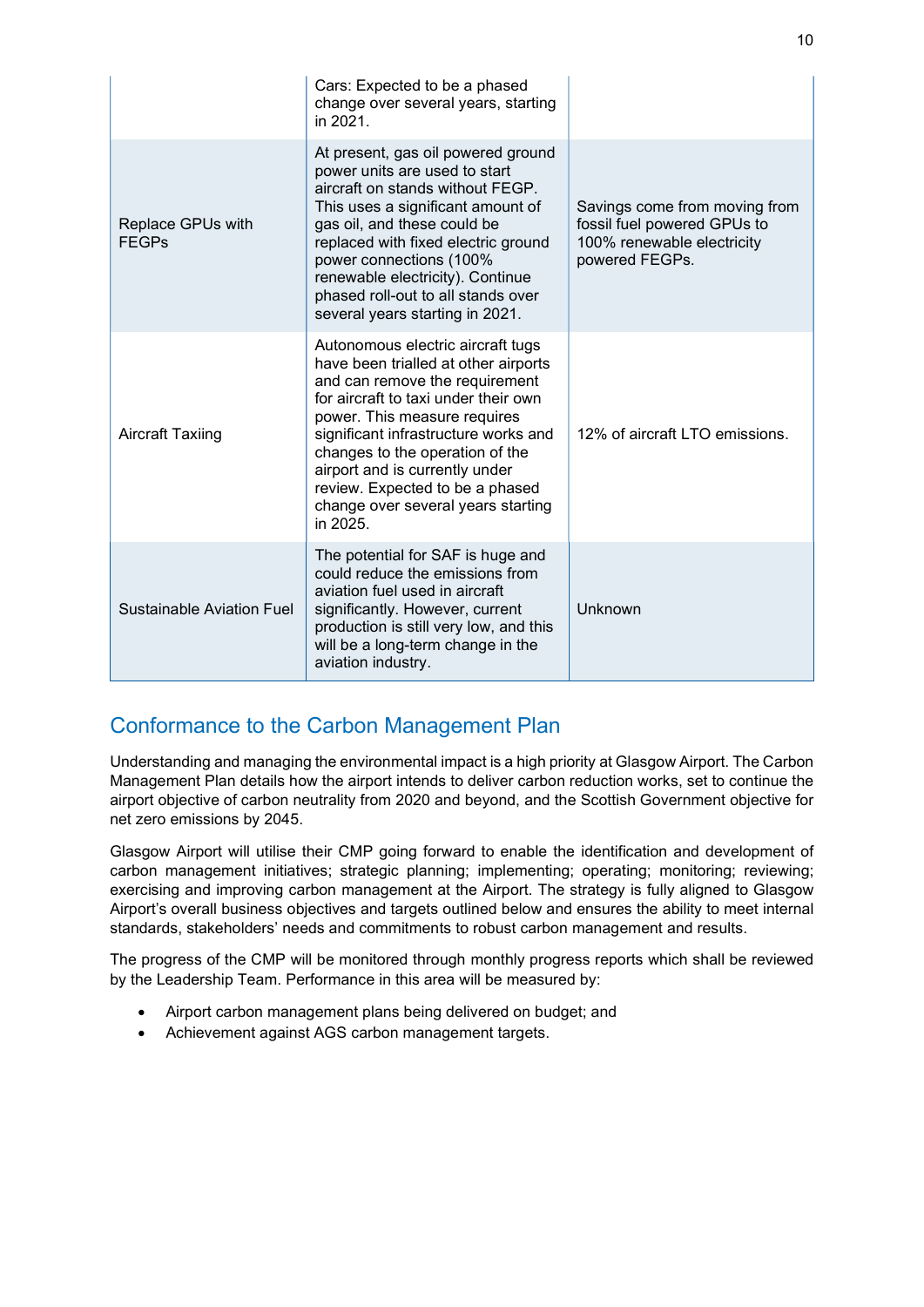| | | |
|---|---|---|
| | Cars: Expected to be a phased change over several years, starting in 2021. | |
| Replace GPUs with FEGPs | At present, gas oil powered ground power units are used to start aircraft on stands without FEGP. This uses a significant amount of gas oil, and these could be replaced with fixed electric ground power connections (100% renewable electricity). Continue phased roll-out to all stands over several years starting in 2021. | Savings come from moving from fossil fuel powered GPUs to 100% renewable electricity powered FEGPs. |
| Aircraft Taxiing | Autonomous electric aircraft tugs have been trialled at other airports and can remove the requirement for aircraft to taxi under their own power. This measure requires significant infrastructure works and changes to the operation of the airport and is currently under review. Expected to be a phased change over several years starting in 2025. | 12% of aircraft LTO emissions. |
| Sustainable Aviation Fuel | The potential for SAF is huge and could reduce the emissions from aviation fuel used in aircraft significantly. However, current production is still very low, and this will be a long-term change in the aviation industry. | Unknown |

## Conformance to the Carbon Management Plan

Understanding and managing the environmental impact is a high priority at Glasgow Airport. The Carbon Management Plan details how the airport intends to deliver carbon reduction works, set to continue the airport objective of carbon neutrality from 2020 and beyond, and the Scottish Government objective for net zero emissions by 2045.

Glasgow Airport will utilise their CMP going forward to enable the identification and development of carbon management initiatives; strategic planning; implementing; operating; monitoring; reviewing; exercising and improving carbon management at the Airport. The strategy is fully aligned to Glasgow Airport's overall business objectives and targets outlined below and ensures the ability to meet internal standards, stakeholders' needs and commitments to robust carbon management and results.

The progress of the CMP will be monitored through monthly progress reports which shall be reviewed by the Leadership Team. Performance in this area will be measured by:

- Airport carbon management plans being delivered on budget; and
- Achievement against AGS carbon management targets.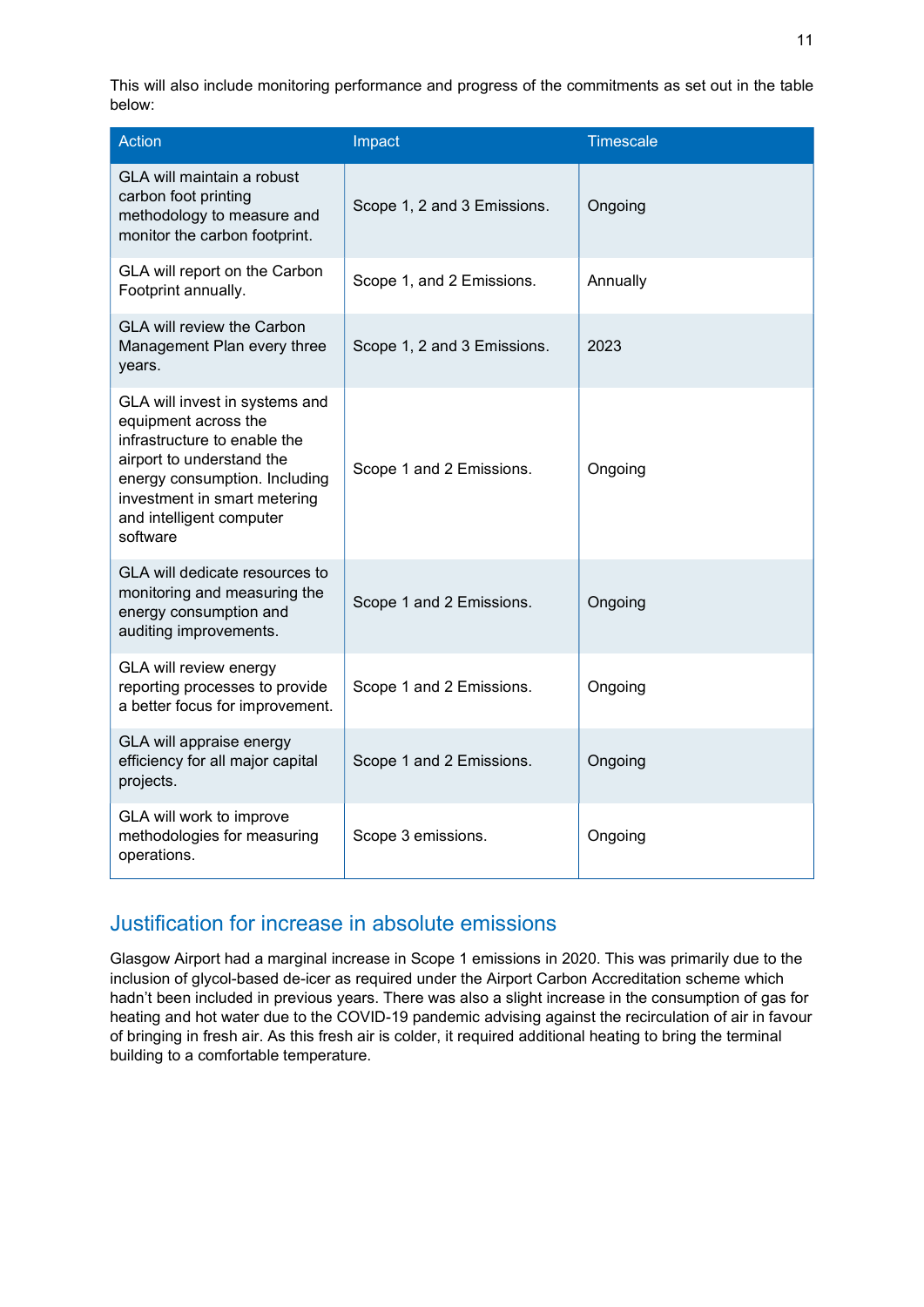This will also include monitoring performance and progress of the commitments as set out in the table below:

| Action | Impact | Timescale |
|---|---|---|
| GLA will maintain a robust carbon foot printing methodology to measure and monitor the carbon footprint. | Scope 1, 2 and 3 Emissions. | Ongoing |
| GLA will report on the Carbon Footprint annually. | Scope 1, and 2 Emissions. | Annually |
| GLA will review the Carbon Management Plan every three years. | Scope 1, 2 and 3 Emissions. | 2023 |
| GLA will invest in systems and equipment across the infrastructure to enable the airport to understand the energy consumption. Including investment in smart metering and intelligent computer software | Scope 1 and 2 Emissions. | Ongoing |
| GLA will dedicate resources to monitoring and measuring the energy consumption and auditing improvements. | Scope 1 and 2 Emissions. | Ongoing |
| GLA will review energy reporting processes to provide a better focus for improvement. | Scope 1 and 2 Emissions. | Ongoing |
| GLA will appraise energy efficiency for all major capital projects. | Scope 1 and 2 Emissions. | Ongoing |
| GLA will work to improve methodologies for measuring operations. | Scope 3 emissions. | Ongoing |

## Justification for increase in absolute emissions

Glasgow Airport had a marginal increase in Scope 1 emissions in 2020. This was primarily due to the inclusion of glycol-based de-icer as required under the Airport Carbon Accreditation scheme which hadn't been included in previous years. There was also a slight increase in the consumption of gas for heating and hot water due to the COVID-19 pandemic advising against the recirculation of air in favour of bringing in fresh air. As this fresh air is colder, it required additional heating to bring the terminal building to a comfortable temperature.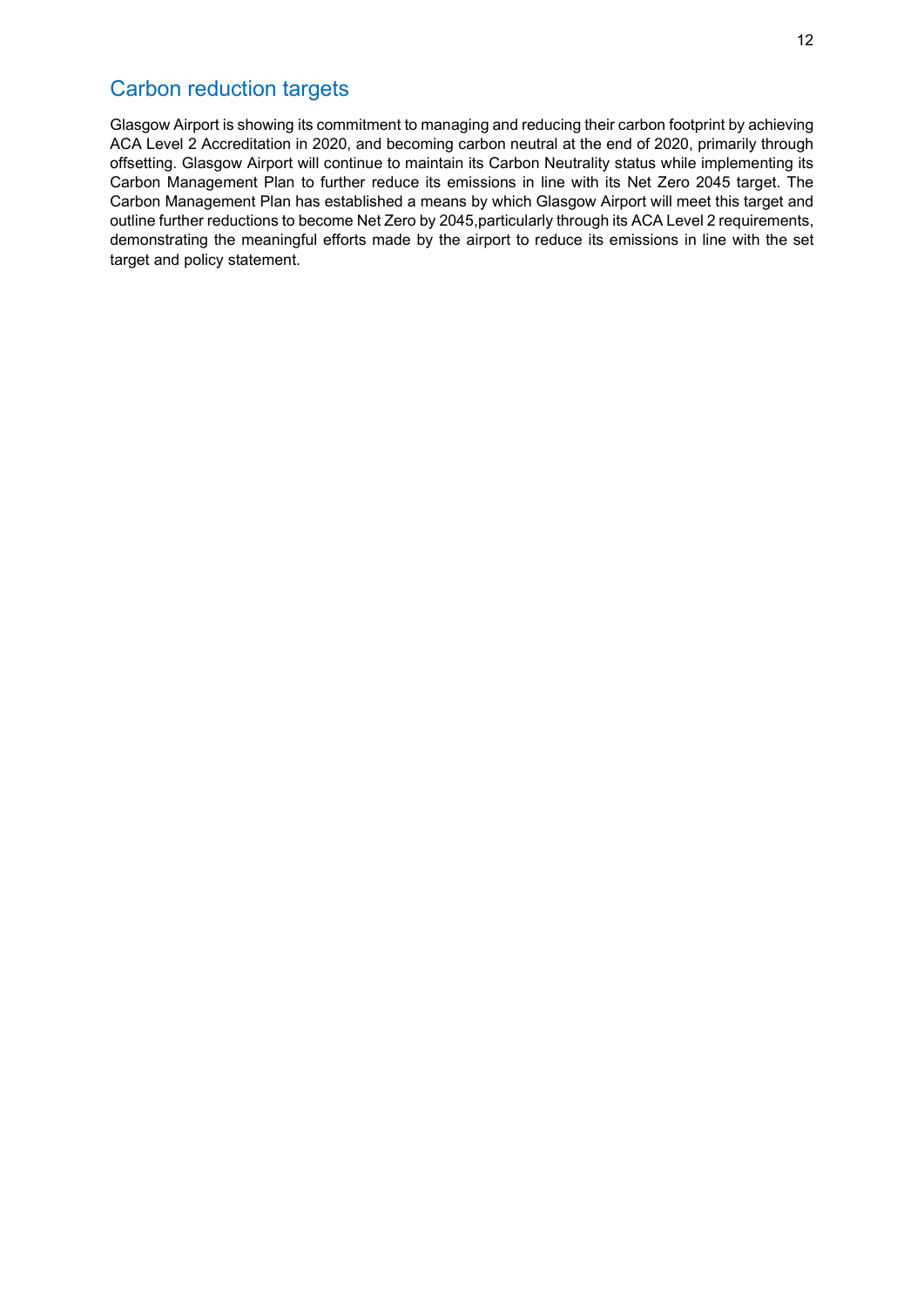## Carbon reduction targets

Glasgow Airport is showing its commitment to managing and reducing their carbon footprint by achieving ACA Level 2 Accreditation in 2020, and becoming carbon neutral at the end of 2020, primarily through offsetting. Glasgow Airport will continue to maintain its Carbon Neutrality status while implementing its Carbon Management Plan to further reduce its emissions in line with its Net Zero 2045 target. The Carbon Management Plan has established a means by which Glasgow Airport will meet this target and outline further reductions to become Net Zero by 2045,particularly through its ACA Level 2 requirements, demonstrating the meaningful efforts made by the airport to reduce its emissions in line with the set target and policy statement.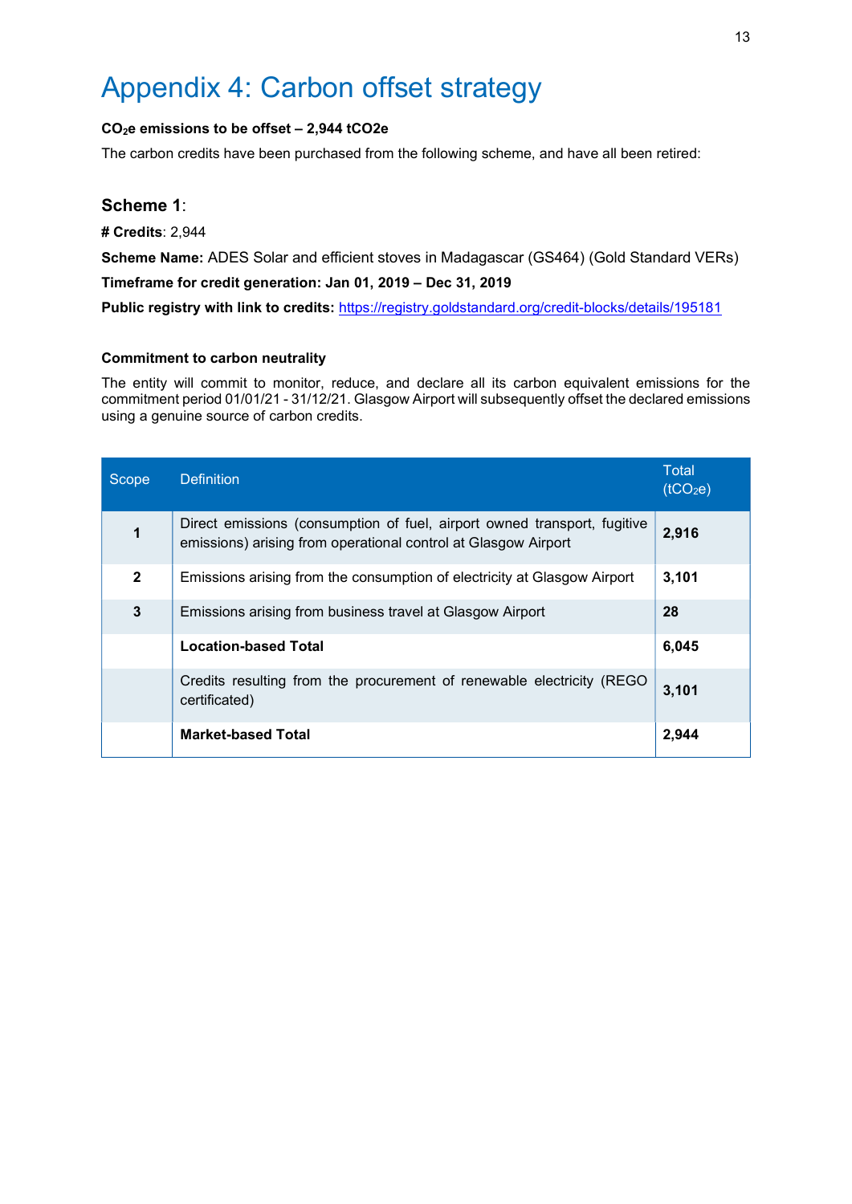# Appendix 4: Carbon offset strategy

**$CO_2e$ emissions to be offset – 2,944 tCO2e**

The carbon credits have been purchased from the following scheme, and have all been retired:

## Scheme 1:

**# Credits**: 2,944

**Scheme Name:** ADES Solar and efficient stoves in Madagascar (GS464) (Gold Standard VERs)

**Timeframe for credit generation: Jan 01, 2019 – Dec 31, 2019**

**Public registry with link to credits:** https://registry.goldstandard.org/credit-blocks/details/195181

**Commitment to carbon neutrality**

The entity will commit to monitor, reduce, and declare all its carbon equivalent emissions for the commitment period 01/01/21 - 31/12/21. Glasgow Airport will subsequently offset the declared emissions using a genuine source of carbon credits.

| Scope | Definition | Total ($tCO_2e$) |
|---|---|---|
| **1** | Direct emissions (consumption of fuel, airport owned transport, fugitive emissions) arising from operational control at Glasgow Airport | **2,916** |
| **2** | Emissions arising from the consumption of electricity at Glasgow Airport | **3,101** |
| **3** | Emissions arising from business travel at Glasgow Airport | **28** |
| | **Location-based Total** | **6,045** |
| | Credits resulting from the procurement of renewable electricity (REGO certificated) | **3,101** |
| | **Market-based Total** | **2,944** |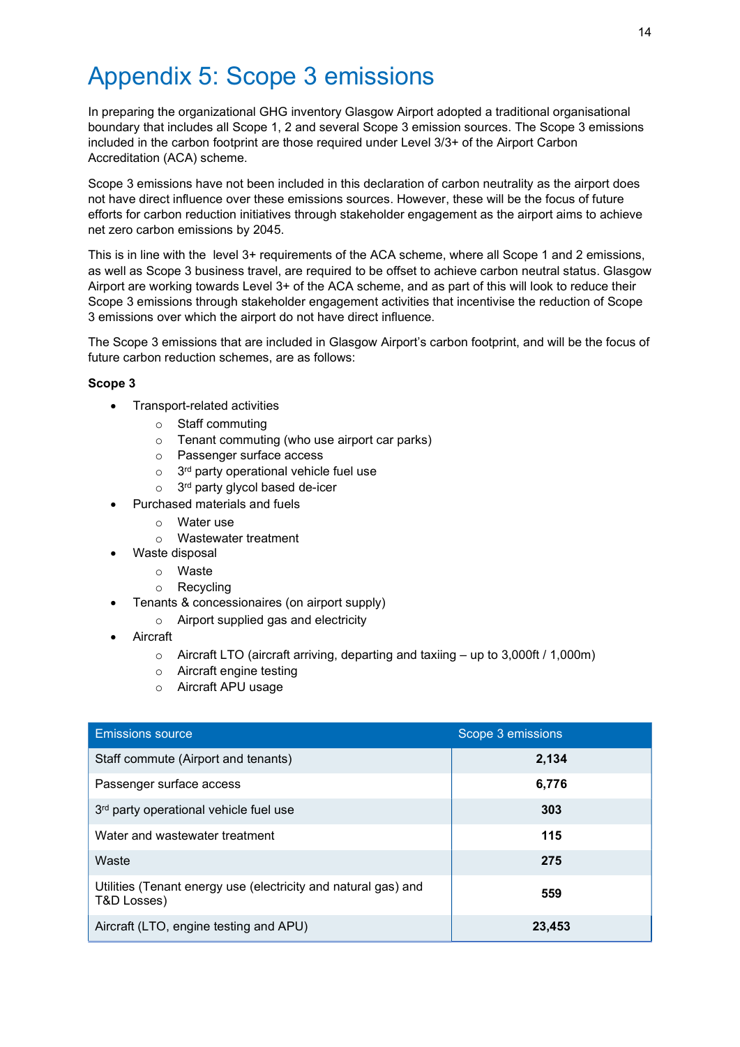# Appendix 5: Scope 3 emissions

In preparing the organizational GHG inventory Glasgow Airport adopted a traditional organisational boundary that includes all Scope 1, 2 and several Scope 3 emission sources. The Scope 3 emissions included in the carbon footprint are those required under Level 3/3+ of the Airport Carbon Accreditation (ACA) scheme.

Scope 3 emissions have not been included in this declaration of carbon neutrality as the airport does not have direct influence over these emissions sources. However, these will be the focus of future efforts for carbon reduction initiatives through stakeholder engagement as the airport aims to achieve net zero carbon emissions by 2045.

This is in line with the level 3+ requirements of the ACA scheme, where all Scope 1 and 2 emissions, as well as Scope 3 business travel, are required to be offset to achieve carbon neutral status. Glasgow Airport are working towards Level 3+ of the ACA scheme, and as part of this will look to reduce their Scope 3 emissions through stakeholder engagement activities that incentivise the reduction of Scope 3 emissions over which the airport do not have direct influence.

The Scope 3 emissions that are included in Glasgow Airport's carbon footprint, and will be the focus of future carbon reduction schemes, are as follows:

**Scope 3**

- Transport-related activities
  - Staff commuting
  - Tenant commuting (who use airport car parks)
  - Passenger surface access
  - 3rd party operational vehicle fuel use
  - 3rd party glycol based de-icer
- Purchased materials and fuels
  - Water use
  - Wastewater treatment
- Waste disposal
  - Waste
  - Recycling
- Tenants & concessionaires (on airport supply)
  - Airport supplied gas and electricity
- Aircraft
  - Aircraft LTO (aircraft arriving, departing and taxiing – up to 3,000ft / 1,000m)
  - Aircraft engine testing
  - Aircraft APU usage

| Emissions source | Scope 3 emissions |
|---|---|
| Staff commute (Airport and tenants) | **2,134** |
| Passenger surface access | **6,776** |
| 3rd party operational vehicle fuel use | **303** |
| Water and wastewater treatment | **115** |
| Waste | **275** |
| Utilities (Tenant energy use (electricity and natural gas) and T&D Losses) | **559** |
| Aircraft (LTO, engine testing and APU) | **23,453** |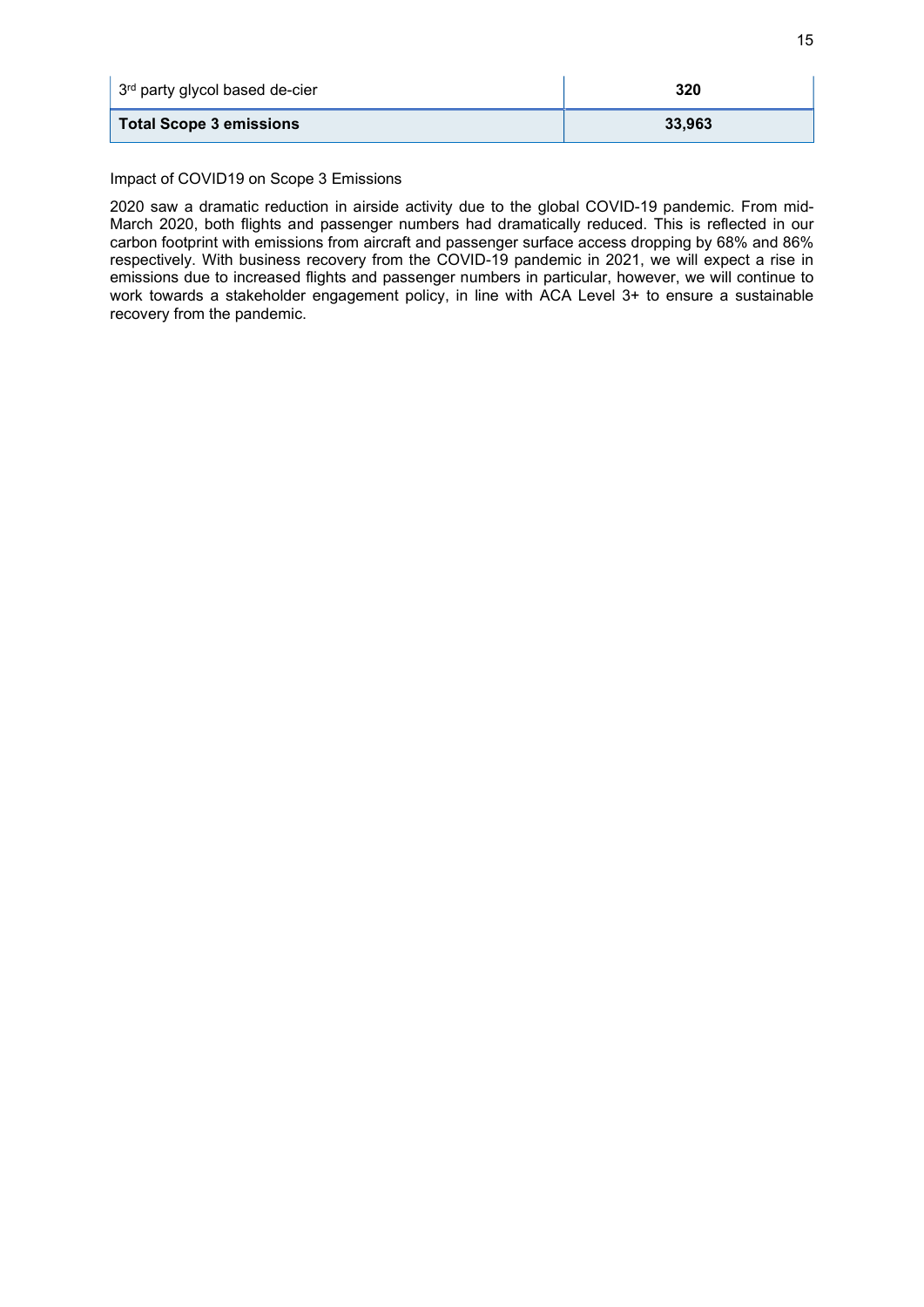| | |
|---|---|
| 3rd party glycol based de-cier | **320** |
| **Total Scope 3 emissions** | **33,963** |

Impact of COVID19 on Scope 3 Emissions

2020 saw a dramatic reduction in airside activity due to the global COVID-19 pandemic. From mid-March 2020, both flights and passenger numbers had dramatically reduced. This is reflected in our carbon footprint with emissions from aircraft and passenger surface access dropping by 68% and 86% respectively. With business recovery from the COVID-19 pandemic in 2021, we will expect a rise in emissions due to increased flights and passenger numbers in particular, however, we will continue to work towards a stakeholder engagement policy, in line with ACA Level 3+ to ensure a sustainable recovery from the pandemic.